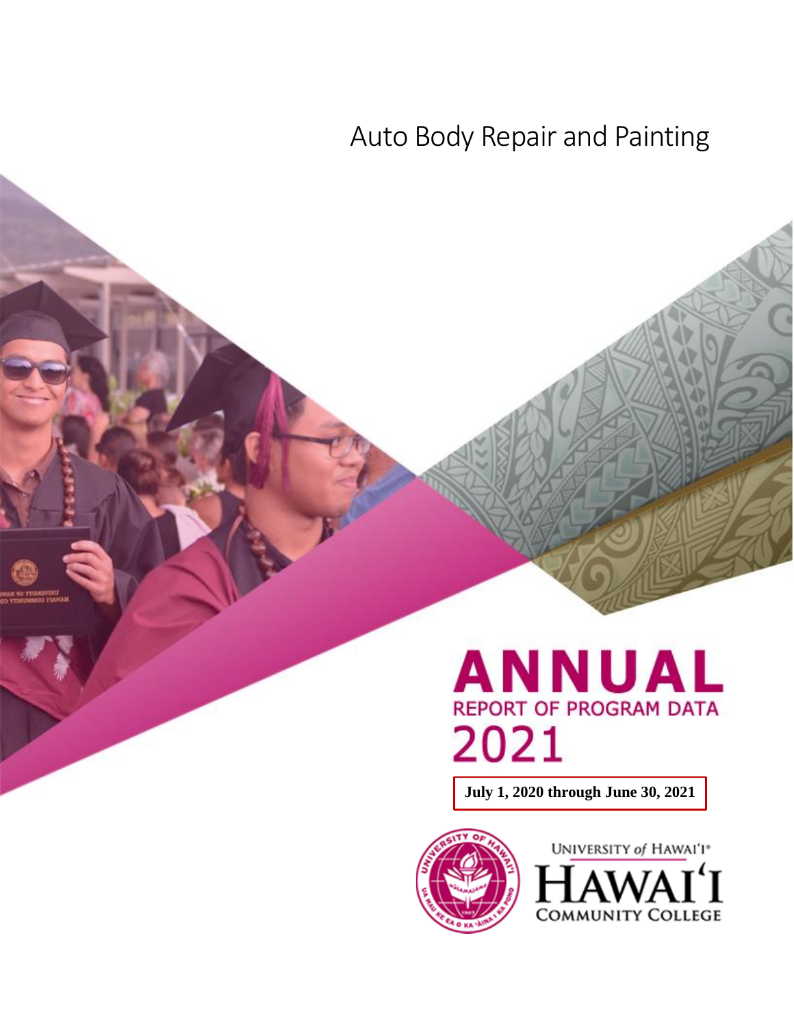# Auto Body Repair and Painting

# ANNUAL

## REPORT OF PROGRAM DATA

## 2021

**July 1, 2020 through June 30, 2021**

UNIVERSITY of HAWAI'I®
HAWAI'I
COMMUNITY COLLEGE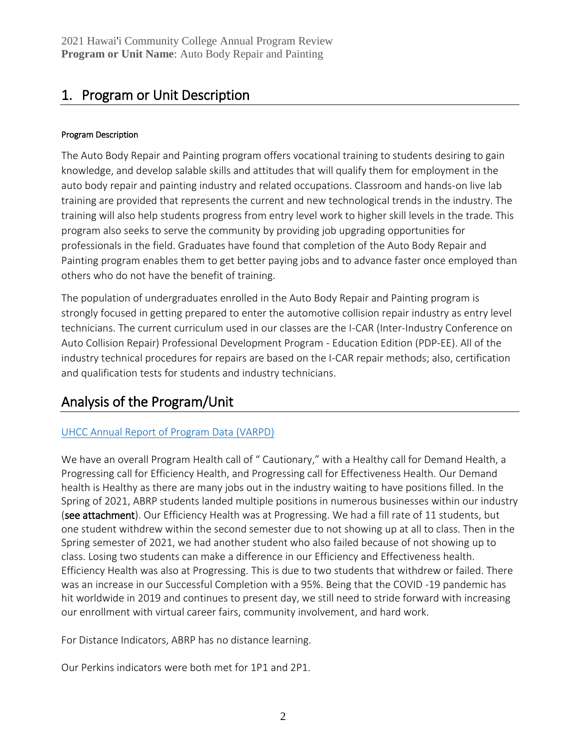# 1. Program or Unit Description

#### Program Description

The Auto Body Repair and Painting program offers vocational training to students desiring to gain knowledge, and develop salable skills and attitudes that will qualify them for employment in the auto body repair and painting industry and related occupations. Classroom and hands-on live lab training are provided that represents the current and new technological trends in the industry. The training will also help students progress from entry level work to higher skill levels in the trade. This program also seeks to serve the community by providing job upgrading opportunities for professionals in the field. Graduates have found that completion of the Auto Body Repair and Painting program enables them to get better paying jobs and to advance faster once employed than others who do not have the benefit of training.

The population of undergraduates enrolled in the Auto Body Repair and Painting program is strongly focused in getting prepared to enter the automotive collision repair industry as entry level technicians. The current curriculum used in our classes are the I-CAR (Inter-Industry Conference on Auto Collision Repair) Professional Development Program - Education Edition (PDP-EE). All of the industry technical procedures for repairs are based on the I-CAR repair methods; also, certification and qualification tests for students and industry technicians.

# Analysis of the Program/Unit

UHCC Annual Report of Program Data (VARPD)

We have an overall Program Health call of " Cautionary," with a Healthy call for Demand Health, a Progressing call for Efficiency Health, and Progressing call for Effectiveness Health. Our Demand health is Healthy as there are many jobs out in the industry waiting to have positions filled. In the Spring of 2021, ABRP students landed multiple positions in numerous businesses within our industry (**see attachment**). Our Efficiency Health was at Progressing. We had a fill rate of 11 students, but one student withdrew within the second semester due to not showing up at all to class. Then in the Spring semester of 2021, we had another student who also failed because of not showing up to class. Losing two students can make a difference in our Efficiency and Effectiveness health. Efficiency Health was also at Progressing. This is due to two students that withdrew or failed. There was an increase in our Successful Completion with a 95%. Being that the COVID -19 pandemic has hit worldwide in 2019 and continues to present day, we still need to stride forward with increasing our enrollment with virtual career fairs, community involvement, and hard work.

For Distance Indicators, ABRP has no distance learning.

Our Perkins indicators were both met for 1P1 and 2P1.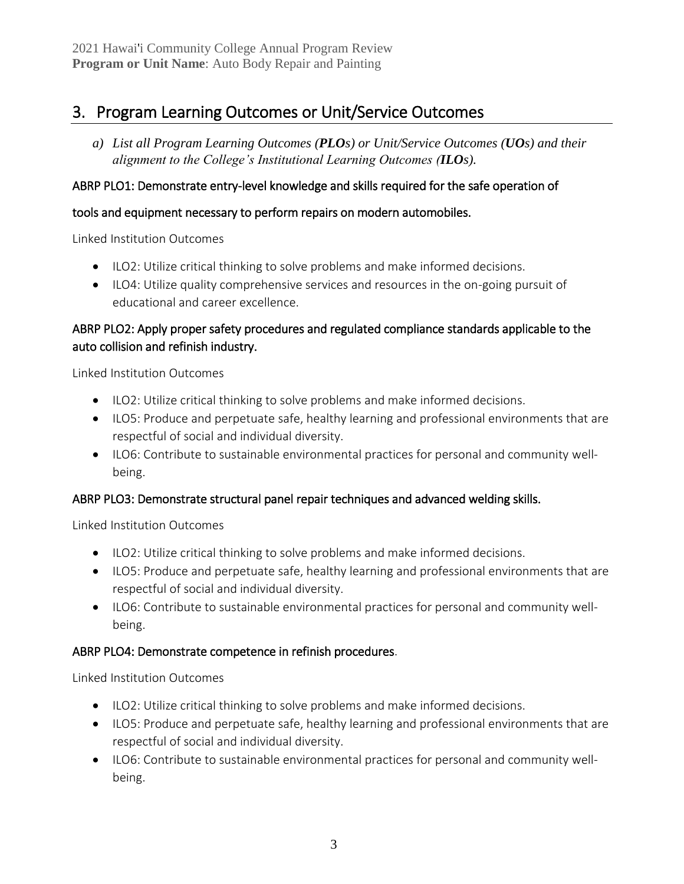## 3. Program Learning Outcomes or Unit/Service Outcomes

*a) List all Program Learning Outcomes (**PLOs**) or Unit/Service Outcomes (**UOs**) and their alignment to the College's Institutional Learning Outcomes (**ILOs**).*

ABRP PLO1: Demonstrate entry-level knowledge and skills required for the safe operation of tools and equipment necessary to perform repairs on modern automobiles.

Linked Institution Outcomes

- ILO2: Utilize critical thinking to solve problems and make informed decisions.
- ILO4: Utilize quality comprehensive services and resources in the on-going pursuit of educational and career excellence.

ABRP PLO2: Apply proper safety procedures and regulated compliance standards applicable to the auto collision and refinish industry.

Linked Institution Outcomes

- ILO2: Utilize critical thinking to solve problems and make informed decisions.
- ILO5: Produce and perpetuate safe, healthy learning and professional environments that are respectful of social and individual diversity.
- ILO6: Contribute to sustainable environmental practices for personal and community well-being.

ABRP PLO3: Demonstrate structural panel repair techniques and advanced welding skills.

Linked Institution Outcomes

- ILO2: Utilize critical thinking to solve problems and make informed decisions.
- ILO5: Produce and perpetuate safe, healthy learning and professional environments that are respectful of social and individual diversity.
- ILO6: Contribute to sustainable environmental practices for personal and community well-being.

ABRP PLO4: Demonstrate competence in refinish procedures.

Linked Institution Outcomes

- ILO2: Utilize critical thinking to solve problems and make informed decisions.
- ILO5: Produce and perpetuate safe, healthy learning and professional environments that are respectful of social and individual diversity.
- ILO6: Contribute to sustainable environmental practices for personal and community well-being.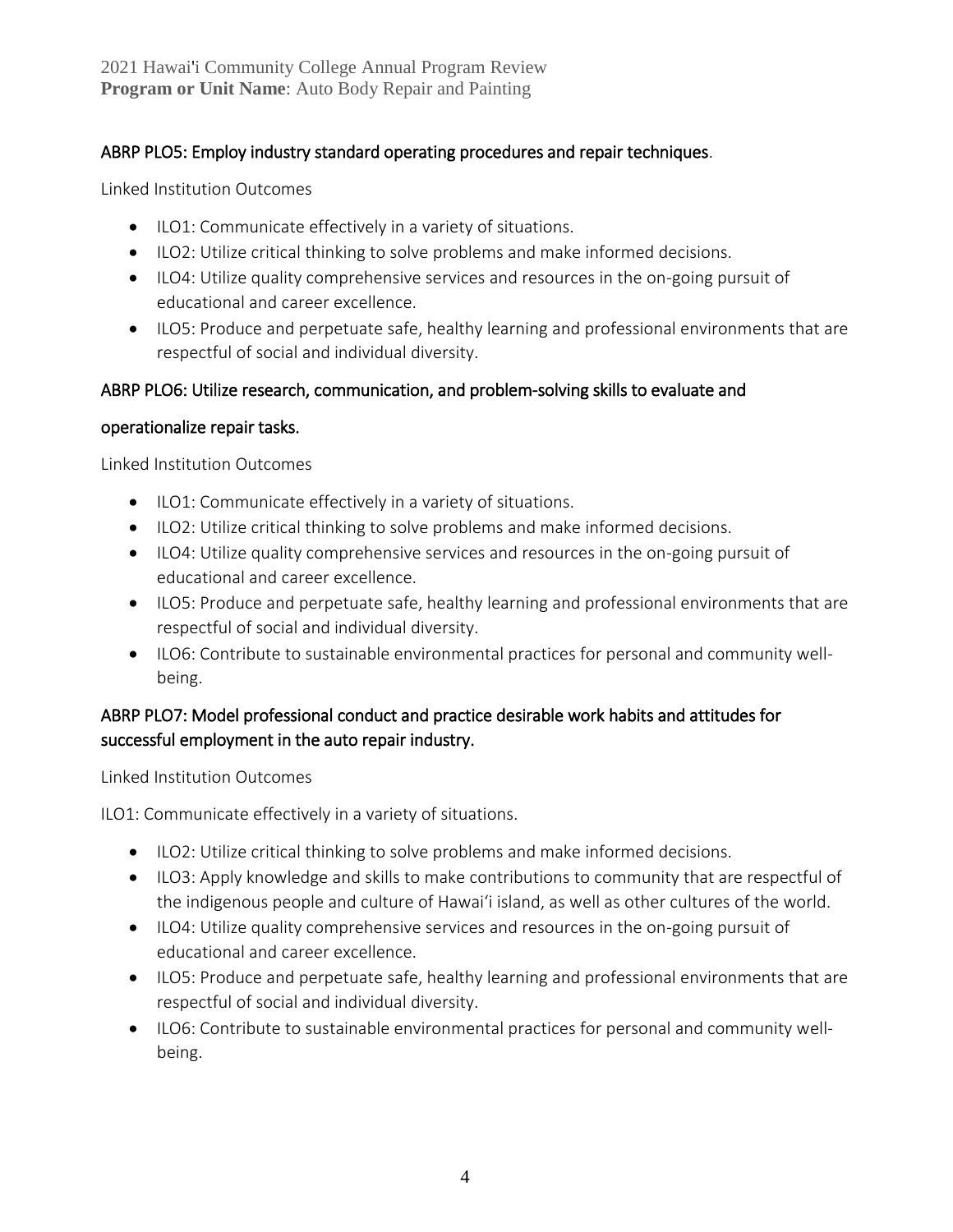### ABRP PLO5: Employ industry standard operating procedures and repair techniques.

Linked Institution Outcomes

- ILO1: Communicate effectively in a variety of situations.
- ILO2: Utilize critical thinking to solve problems and make informed decisions.
- ILO4: Utilize quality comprehensive services and resources in the on-going pursuit of educational and career excellence.
- ILO5: Produce and perpetuate safe, healthy learning and professional environments that are respectful of social and individual diversity.

### ABRP PLO6: Utilize research, communication, and problem-solving skills to evaluate and operationalize repair tasks.

Linked Institution Outcomes

- ILO1: Communicate effectively in a variety of situations.
- ILO2: Utilize critical thinking to solve problems and make informed decisions.
- ILO4: Utilize quality comprehensive services and resources in the on-going pursuit of educational and career excellence.
- ILO5: Produce and perpetuate safe, healthy learning and professional environments that are respectful of social and individual diversity.
- ILO6: Contribute to sustainable environmental practices for personal and community well-being.

### ABRP PLO7: Model professional conduct and practice desirable work habits and attitudes for successful employment in the auto repair industry.

Linked Institution Outcomes

ILO1: Communicate effectively in a variety of situations.

- ILO2: Utilize critical thinking to solve problems and make informed decisions.
- ILO3: Apply knowledge and skills to make contributions to community that are respectful of the indigenous people and culture of Hawaiʻi island, as well as other cultures of the world.
- ILO4: Utilize quality comprehensive services and resources in the on-going pursuit of educational and career excellence.
- ILO5: Produce and perpetuate safe, healthy learning and professional environments that are respectful of social and individual diversity.
- ILO6: Contribute to sustainable environmental practices for personal and community well-being.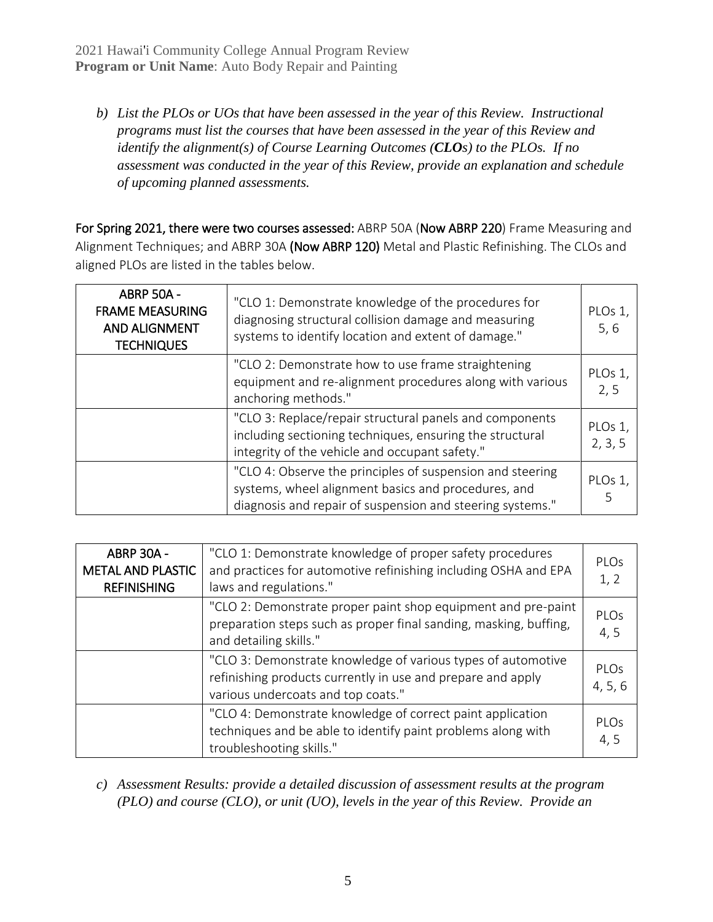*b) List the PLOs or UOs that have been assessed in the year of this Review. Instructional programs must list the courses that have been assessed in the year of this Review and identify the alignment(s) of Course Learning Outcomes (**CLOs**) to the PLOs. If no assessment was conducted in the year of this Review, provide an explanation and schedule of upcoming planned assessments.*

**For Spring 2021, there were two courses assessed:** ABRP 50A (**Now ABRP 220**) Frame Measuring and Alignment Techniques; and ABRP 30A **(Now ABRP 120)** Metal and Plastic Refinishing. The CLOs and aligned PLOs are listed in the tables below.

| **ABRP 50A - FRAME MEASURING AND ALIGNMENT TECHNIQUES** | "CLO 1: Demonstrate knowledge of the procedures for diagnosing structural collision damage and measuring systems to identify location and extent of damage." | PLOs 1, 5, 6 |
|---|---|---|
| | "CLO 2: Demonstrate how to use frame straightening equipment and re-alignment procedures along with various anchoring methods." | PLOs 1, 2, 5 |
| | "CLO 3: Replace/repair structural panels and components including sectioning techniques, ensuring the structural integrity of the vehicle and occupant safety." | PLOs 1, 2, 3, 5 |
| | "CLO 4: Observe the principles of suspension and steering systems, wheel alignment basics and procedures, and diagnosis and repair of suspension and steering systems." | PLOs 1, 5 |

| **ABRP 30A - METAL AND PLASTIC REFINISHING** | "CLO 1: Demonstrate knowledge of proper safety procedures and practices for automotive refinishing including OSHA and EPA laws and regulations." | PLOs 1, 2 |
|---|---|---|
| | "CLO 2: Demonstrate proper paint shop equipment and pre-paint preparation steps such as proper final sanding, masking, buffing, and detailing skills." | PLOs 4, 5 |
| | "CLO 3: Demonstrate knowledge of various types of automotive refinishing products currently in use and prepare and apply various undercoats and top coats." | PLOs 4, 5, 6 |
| | "CLO 4: Demonstrate knowledge of correct paint application techniques and be able to identify paint problems along with troubleshooting skills." | PLOs 4, 5 |

*c) Assessment Results: provide a detailed discussion of assessment results at the program (PLO) and course (CLO), or unit (UO), levels in the year of this Review. Provide an*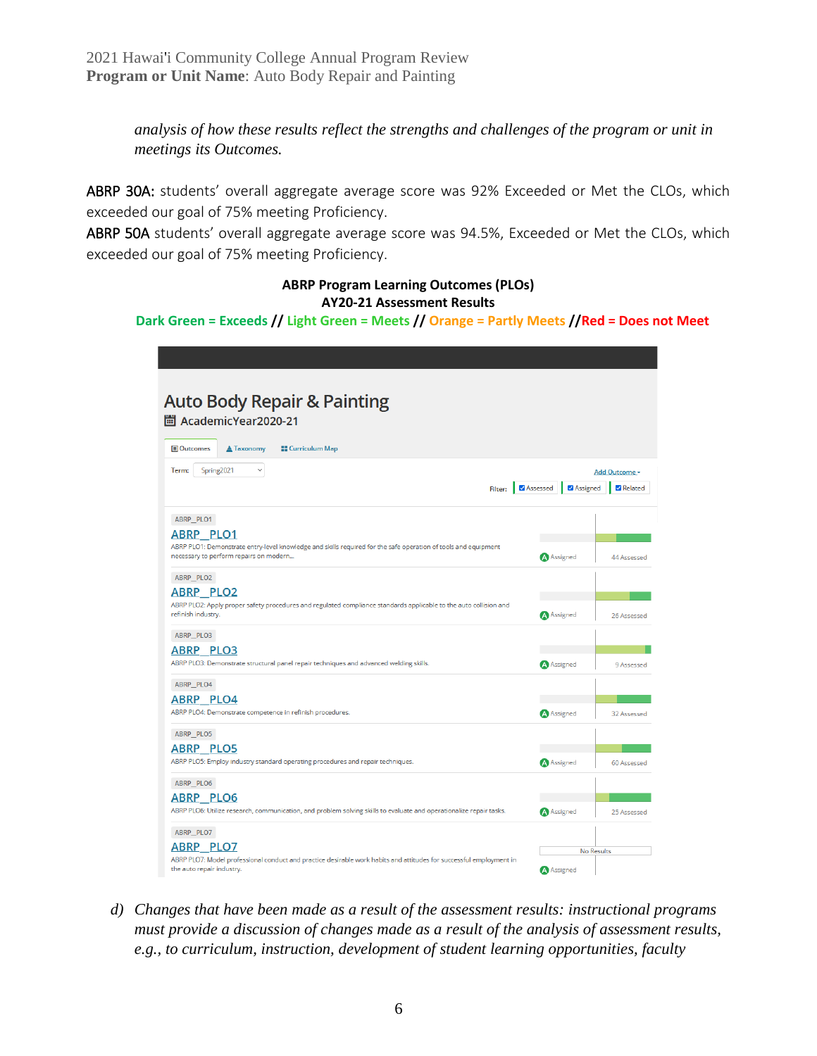*analysis of how these results reflect the strengths and challenges of the program or unit in meetings its Outcomes.*

ABRP 30A: students' overall aggregate average score was 92% Exceeded or Met the CLOs, which exceeded our goal of 75% meeting Proficiency.

ABRP 50A students' overall aggregate average score was 94.5%, Exceeded or Met the CLOs, which exceeded our goal of 75% meeting Proficiency.

**ABRP Program Learning Outcomes (PLOs)**
**AY20-21 Assessment Results**

**Dark Green = Exceeds // Light Green = Meets // Orange = Partly Meets //Red = Does not Meet**

Auto Body Repair & Painting

AcademicYear2020-21

Outcomes | Taxonomy | Curriculum Map

Term: Spring2021

Add Outcome

Filter: Assessed | Assigned | Related

| Outcome | Status | Results |
|---|---|---|
| ABRP_PLO1 **ABRP_PLO1** ABRP PLO1: Demonstrate entry-level knowledge and skills required for the safe operation of tools and equipment necessary to perform repairs on modern... | Assigned | 44 Assessed |
| ABRP_PLO2 **ABRP_PLO2** ABRP PLO2: Apply proper safety procedures and regulated compliance standards applicable to the auto collision and refinish industry. | Assigned | 26 Assessed |
| ABRP_PLO3 **ABRP_PLO3** ABRP PLO3: Demonstrate structural panel repair techniques and advanced welding skills. | Assigned | 9 Assessed |
| ABRP_PLO4 **ABRP_PLO4** ABRP PLO4: Demonstrate competence in refinish procedures. | Assigned | 32 Assessed |
| ABRP_PLO5 **ABRP_PLO5** ABRP PLO5: Employ industry standard operating procedures and repair techniques. | Assigned | 60 Assessed |
| ABRP_PLO6 **ABRP_PLO6** ABRP PLO6: Utilize research, communication, and problem solving skills to evaluate and operationalize repair tasks. | Assigned | 25 Assessed |
| ABRP_PLO7 **ABRP_PLO7** ABRP PLO7: Model professional conduct and practice desirable work habits and attitudes for successful employment in the auto repair industry. | Assigned | No Results |

d) *Changes that have been made as a result of the assessment results: instructional programs must provide a discussion of changes made as a result of the analysis of assessment results, e.g., to curriculum, instruction, development of student learning opportunities, faculty*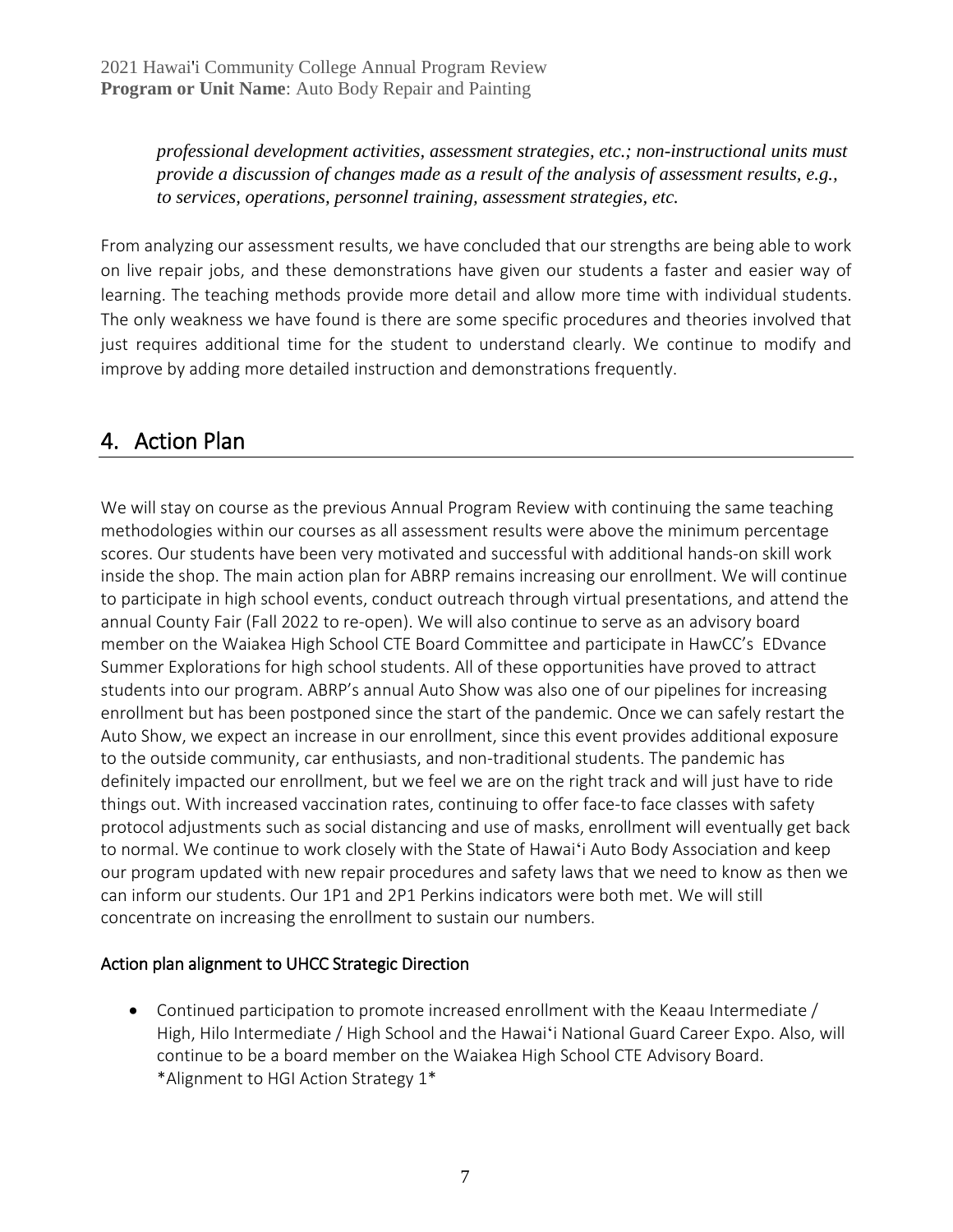*professional development activities, assessment strategies, etc.; non-instructional units must provide a discussion of changes made as a result of the analysis of assessment results, e.g., to services, operations, personnel training, assessment strategies, etc.*

From analyzing our assessment results, we have concluded that our strengths are being able to work on live repair jobs, and these demonstrations have given our students a faster and easier way of learning. The teaching methods provide more detail and allow more time with individual students. The only weakness we have found is there are some specific procedures and theories involved that just requires additional time for the student to understand clearly. We continue to modify and improve by adding more detailed instruction and demonstrations frequently.

## 4. Action Plan

We will stay on course as the previous Annual Program Review with continuing the same teaching methodologies within our courses as all assessment results were above the minimum percentage scores. Our students have been very motivated and successful with additional hands-on skill work inside the shop. The main action plan for ABRP remains increasing our enrollment. We will continue to participate in high school events, conduct outreach through virtual presentations, and attend the annual County Fair (Fall 2022 to re-open). We will also continue to serve as an advisory board member on the Waiakea High School CTE Board Committee and participate in HawCC's EDvance Summer Explorations for high school students. All of these opportunities have proved to attract students into our program. ABRP's annual Auto Show was also one of our pipelines for increasing enrollment but has been postponed since the start of the pandemic. Once we can safely restart the Auto Show, we expect an increase in our enrollment, since this event provides additional exposure to the outside community, car enthusiasts, and non-traditional students. The pandemic has definitely impacted our enrollment, but we feel we are on the right track and will just have to ride things out. With increased vaccination rates, continuing to offer face-to face classes with safety protocol adjustments such as social distancing and use of masks, enrollment will eventually get back to normal. We continue to work closely with the State of Hawai'i Auto Body Association and keep our program updated with new repair procedures and safety laws that we need to know as then we can inform our students. Our 1P1 and 2P1 Perkins indicators were both met. We will still concentrate on increasing the enrollment to sustain our numbers.

### Action plan alignment to UHCC Strategic Direction

- Continued participation to promote increased enrollment with the Keaau Intermediate / High, Hilo Intermediate / High School and the Hawai'i National Guard Career Expo. Also, will continue to be a board member on the Waiakea High School CTE Advisory Board. *Alignment to HGI Action Strategy 1*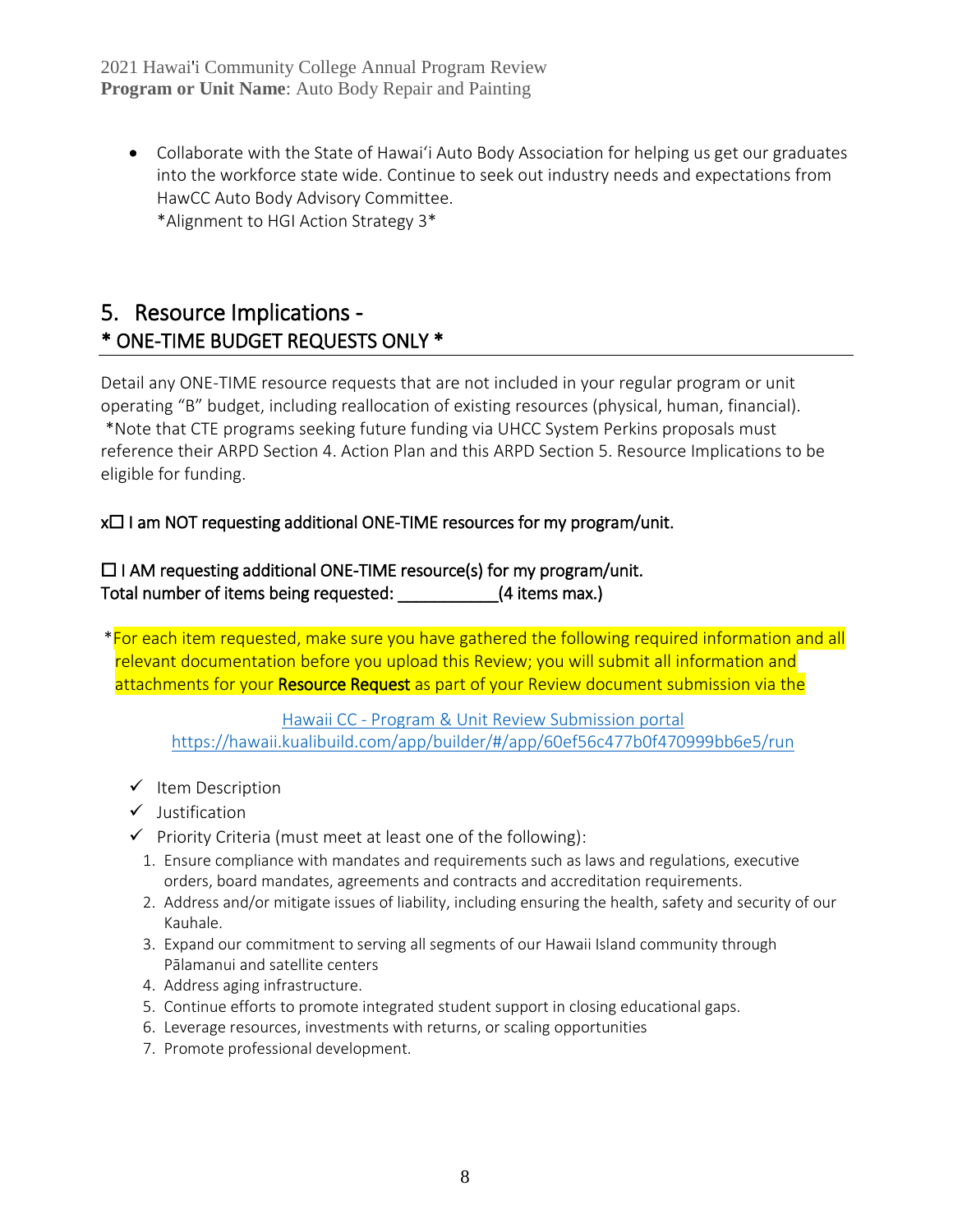- Collaborate with the State of Hawai'i Auto Body Association for helping us get our graduates into the workforce state wide. Continue to seek out industry needs and expectations from HawCC Auto Body Advisory Committee.
  *Alignment to HGI Action Strategy 3*

## 5. Resource Implications - * ONE-TIME BUDGET REQUESTS ONLY *

Detail any ONE-TIME resource requests that are not included in your regular program or unit operating "B" budget, including reallocation of existing resources (physical, human, financial). *Note that CTE programs seeking future funding via UHCC System Perkins proposals must reference their ARPD Section 4. Action Plan and this ARPD Section 5. Resource Implications to be eligible for funding.

**x☐ I am NOT requesting additional ONE-TIME resources for my program/unit.**

**☐ I AM requesting additional ONE-TIME resource(s) for my program/unit.**
**Total number of items being requested: ___________(4 items max.)**

*For each item requested, make sure you have gathered the following required information and all relevant documentation before you upload this Review; you will submit all information and attachments for your **Resource Request** as part of your Review document submission via the

[Hawaii CC - Program & Unit Review Submission portal](https://hawaii.kualibuild.com/app/builder/#/app/60ef56c477b0f470999bb6e5/run)
https://hawaii.kualibuild.com/app/builder/#/app/60ef56c477b0f470999bb6e5/run

- ✓ Item Description
- ✓ Justification
- ✓ Priority Criteria (must meet at least one of the following):
  1. Ensure compliance with mandates and requirements such as laws and regulations, executive orders, board mandates, agreements and contracts and accreditation requirements.
  2. Address and/or mitigate issues of liability, including ensuring the health, safety and security of our Kauhale.
  3. Expand our commitment to serving all segments of our Hawaii Island community through Pālamanui and satellite centers
  4. Address aging infrastructure.
  5. Continue efforts to promote integrated student support in closing educational gaps.
  6. Leverage resources, investments with returns, or scaling opportunities
  7. Promote professional development.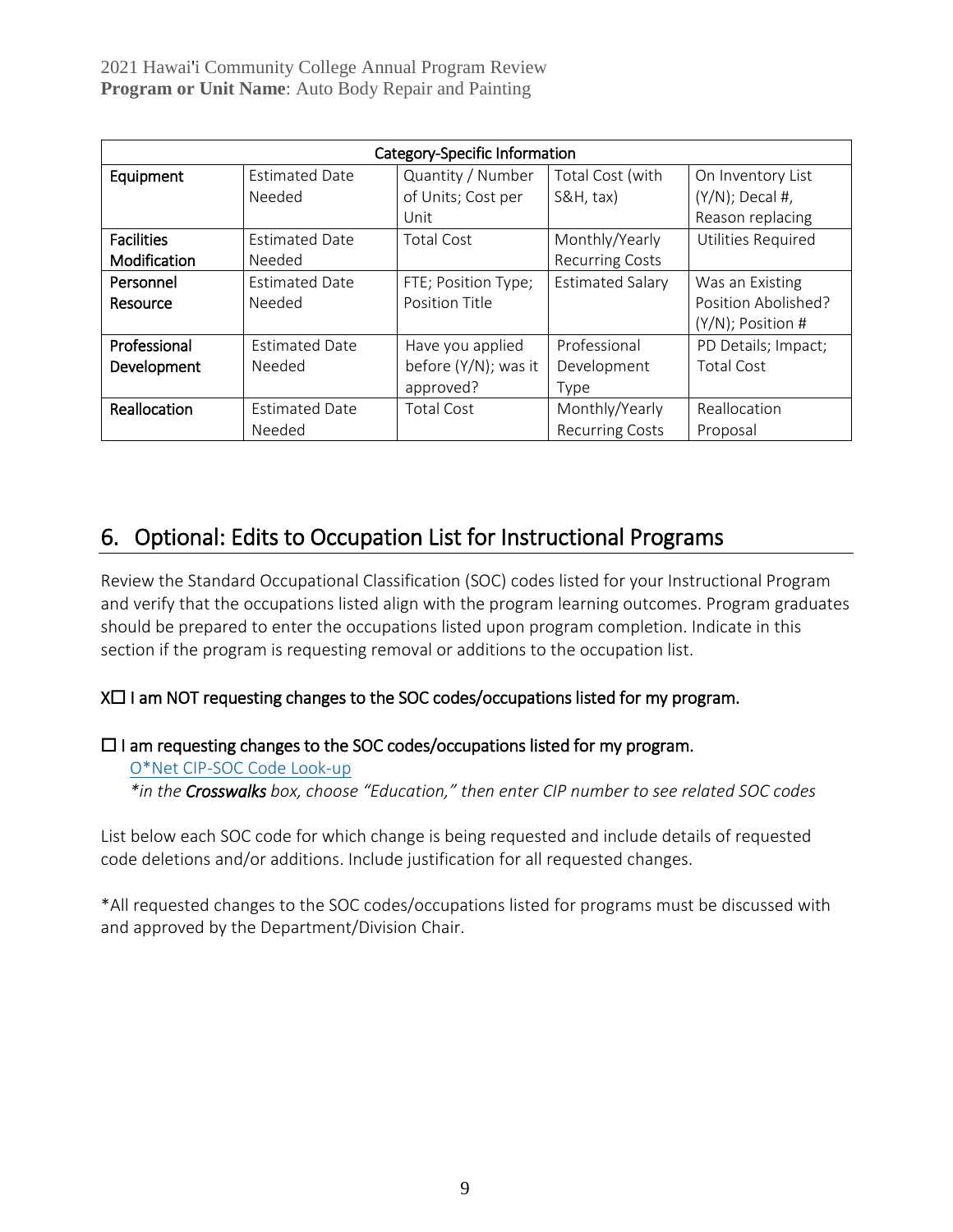| Category-Specific Information | | | | |
|---|---|---|---|---|
| Equipment | Estimated Date Needed | Quantity / Number of Units; Cost per Unit | Total Cost (with S&H, tax) | On Inventory List (Y/N); Decal #, Reason replacing |
| Facilities Modification | Estimated Date Needed | Total Cost | Monthly/Yearly Recurring Costs | Utilities Required |
| Personnel Resource | Estimated Date Needed | FTE; Position Type; Position Title | Estimated Salary | Was an Existing Position Abolished? (Y/N); Position # |
| Professional Development | Estimated Date Needed | Have you applied before (Y/N); was it approved? | Professional Development Type | PD Details; Impact; Total Cost |
| Reallocation | Estimated Date Needed | Total Cost | Monthly/Yearly Recurring Costs | Reallocation Proposal |

## 6. Optional: Edits to Occupation List for Instructional Programs

Review the Standard Occupational Classification (SOC) codes listed for your Instructional Program and verify that the occupations listed align with the program learning outcomes. Program graduates should be prepared to enter the occupations listed upon program completion. Indicate in this section if the program is requesting removal or additions to the occupation list.

**X☐ I am NOT requesting changes to the SOC codes/occupations listed for my program.**

**☐ I am requesting changes to the SOC codes/occupations listed for my program.**

O*Net CIP-SOC Code Look-up

*\*in the **Crosswalks** box, choose "Education," then enter CIP number to see related SOC codes*

List below each SOC code for which change is being requested and include details of requested code deletions and/or additions. Include justification for all requested changes.

*All requested changes to the SOC codes/occupations listed for programs must be discussed with and approved by the Department/Division Chair.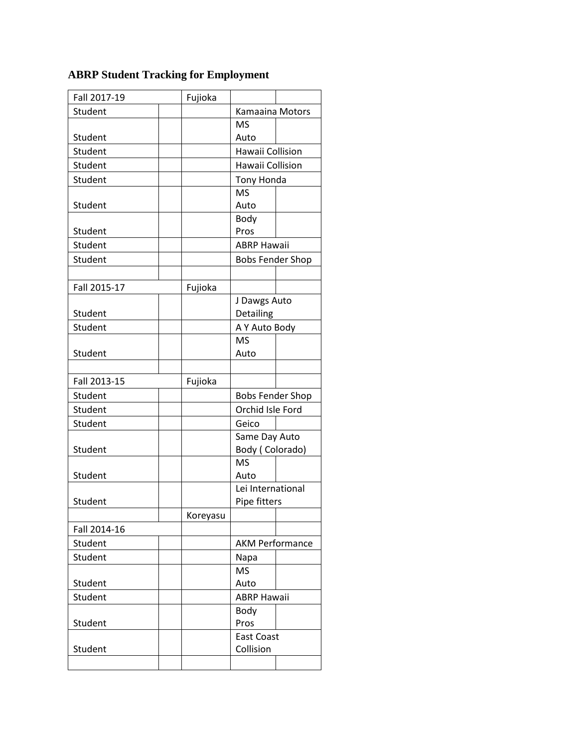### ABRP Student Tracking for Employment

| | | | | |
|---|---|---|---|---|
| Fall 2017-19 | | Fujioka | | |
| Student | | | Kamaaina Motors | |
| Student | | | MS Auto | |
| Student | | | Hawaii Collision | |
| Student | | | Hawaii Collision | |
| Student | | | Tony Honda | |
| Student | | | MS Auto | |
| Student | | | Body Pros | |
| Student | | | ABRP Hawaii | |
| Student | | | Bobs Fender Shop | |
| | | | | |
| Fall 2015-17 | | Fujioka | | |
| Student | | | J Dawgs Auto Detailing | |
| Student | | | A Y Auto Body | |
| Student | | | MS Auto | |
| | | | | |
| Fall 2013-15 | | Fujioka | | |
| Student | | | Bobs Fender Shop | |
| Student | | | Orchid Isle Ford | |
| Student | | | Geico | |
| Student | | | Same Day Auto Body ( Colorado) | |
| Student | | | MS Auto | |
| Student | | | Lei International Pipe fitters | |
| | | Koreyasu | | |
| Fall 2014-16 | | | | |
| Student | | | AKM Performance | |
| Student | | | Napa | |
| Student | | | MS Auto | |
| Student | | | ABRP Hawaii | |
| Student | | | Body Pros | |
| Student | | | East Coast Collision | |
| | | | | |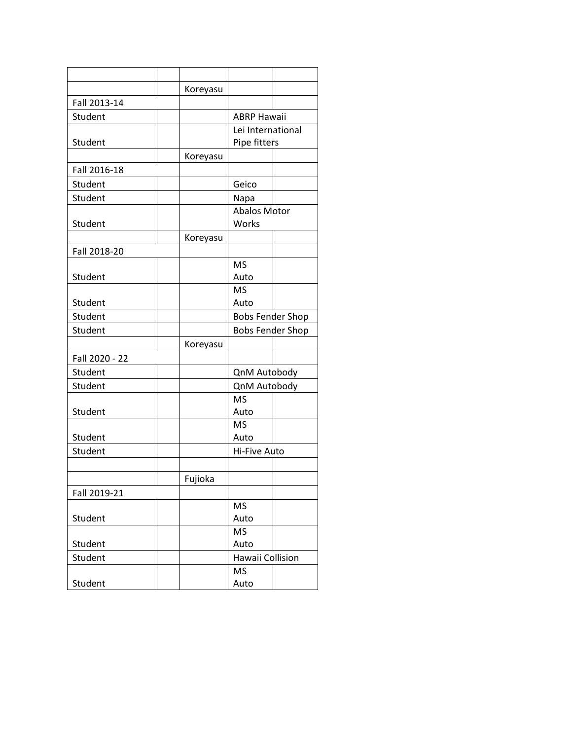| | | | | |
|---|---|---|---|---|
| | | | | |
| | | Koreyasu | | |
| Fall 2013-14 | | | | |
| Student | | | ABRP Hawaii | |
| Student | | | Lei International Pipe fitters | |
| | | Koreyasu | | |
| Fall 2016-18 | | | | |
| Student | | | Geico | |
| Student | | | Napa | |
| Student | | | Abalos Motor Works | |
| | | Koreyasu | | |
| Fall 2018-20 | | | | |
| Student | | | MS Auto | |
| Student | | | MS Auto | |
| Student | | | Bobs Fender Shop | |
| Student | | | Bobs Fender Shop | |
| | | Koreyasu | | |
| Fall 2020 - 22 | | | | |
| Student | | | QnM Autobody | |
| Student | | | QnM Autobody | |
| Student | | | MS Auto | |
| Student | | | MS Auto | |
| Student | | | Hi-Five Auto | |
| | | | | |
| | | Fujioka | | |
| Fall 2019-21 | | | | |
| Student | | | MS Auto | |
| Student | | | MS Auto | |
| Student | | | Hawaii Collision | |
| Student | | | MS Auto | |